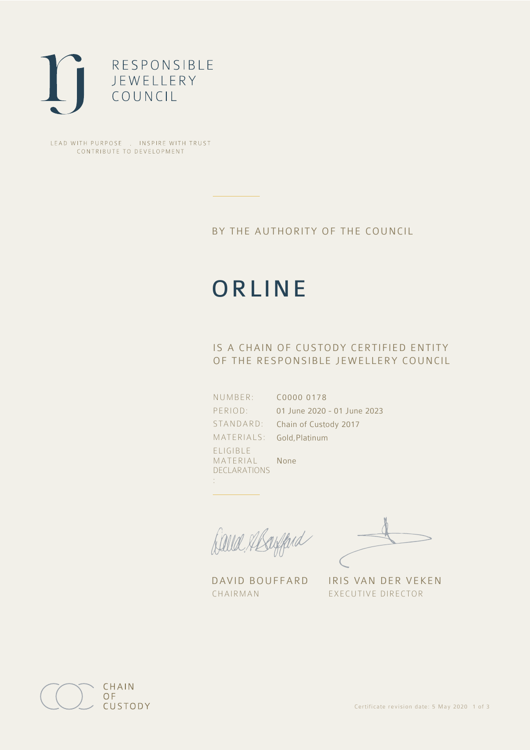RESPONSIBLE
JEWELLERY
COUNCIL

LEAD WITH PURPOSE . INSPIRE WITH TRUST
CONTRIBUTE TO DEVELOPMENT

BY THE AUTHORITY OF THE COUNCIL

# ORLINE

## IS A CHAIN OF CUSTODY CERTIFIED ENTITY OF THE RESPONSIBLE JEWELLERY COUNCIL

| | |
|---|---|
| NUMBER: | C0000 0178 |
| PERIOD: | 01 June 2020 - 01 June 2023 |
| STANDARD: | Chain of Custody 2017 |
| MATERIALS: | Gold,Platinum |
| ELIGIBLE MATERIAL DECLARATIONS: | None |

DAVID BOUFFARD
CHAIRMAN

IRIS VAN DER VEKEN
EXECUTIVE DIRECTOR

CHAIN
OF
CUSTODY

Certificate revision date: 5 May 2020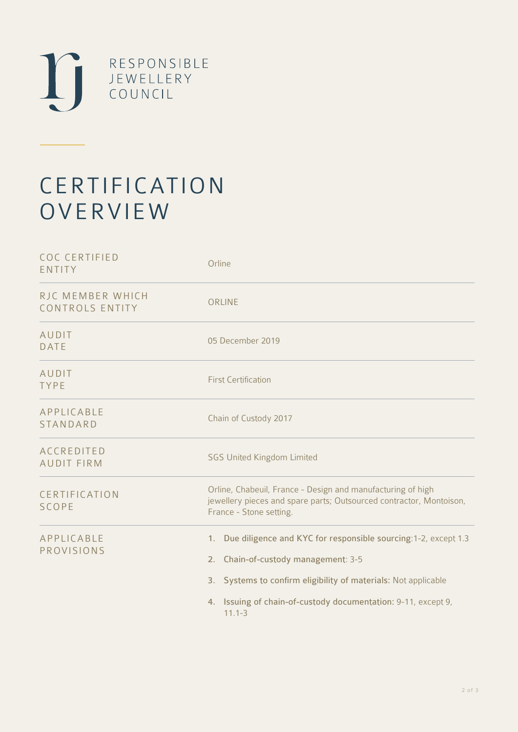RESPONSIBLE
JEWELLERY
COUNCIL

# CERTIFICATION OVERVIEW

| | |
|---|---|
| COC CERTIFIED ENTITY | Orline |
| RJC MEMBER WHICH CONTROLS ENTITY | ORLINE |
| AUDIT DATE | 05 December 2019 |
| AUDIT TYPE | First Certification |
| APPLICABLE STANDARD | Chain of Custody 2017 |
| ACCREDITED AUDIT FIRM | SGS United Kingdom Limited |
| CERTIFICATION SCOPE | Orline, Chabeuil, France - Design and manufacturing of high jewellery pieces and spare parts; Outsourced contractor, Montoison, France - Stone setting. |
| APPLICABLE PROVISIONS | 1. Due diligence and KYC for responsible sourcing:1-2, except 1.3<br>2. Chain-of-custody management: 3-5<br>3. Systems to confirm eligibility of materials: Not applicable<br>4. Issuing of chain-of-custody documentation: 9-11, except 9, 11.1-3 |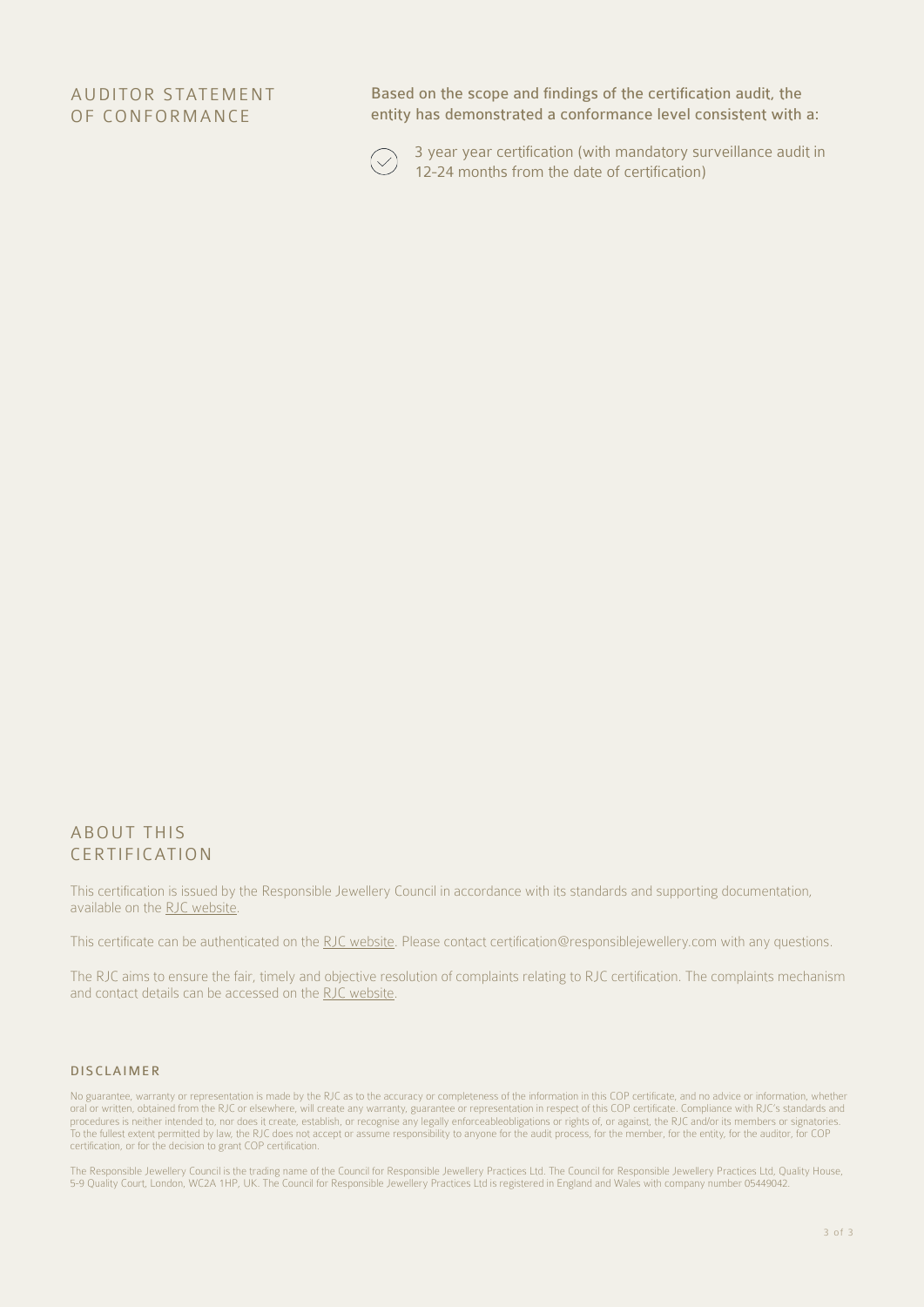## AUDITOR STATEMENT OF CONFORMANCE

**Based on the scope and findings of the certification audit, the entity has demonstrated a conformance level consistent with a:**

- 3 year year certification (with mandatory surveillance audit in 12-24 months from the date of certification)

## ABOUT THIS CERTIFICATION

This certification is issued by the Responsible Jewellery Council in accordance with its standards and supporting documentation, available on the RJC website.

This certificate can be authenticated on the RJC website. Please contact certification@responsiblejewellery.com with any questions.

The RJC aims to ensure the fair, timely and objective resolution of complaints relating to RJC certification. The complaints mechanism and contact details can be accessed on the RJC website.

### DISCLAIMER

No guarantee, warranty or representation is made by the RJC as to the accuracy or completeness of the information in this COP certificate, and no advice or information, whether oral or written, obtained from the RJC or elsewhere, will create any warranty, guarantee or representation in respect of this COP certificate. Compliance with RJC's standards and procedures is neither intended to, nor does it create, establish, or recognise any legally enforceableobligations or rights of, or against, the RJC and/or its members or signatories. To the fullest extent permitted by law, the RJC does not accept or assume responsibility to anyone for the audit process, for the member, for the entity, for the auditor, for COP certification, or for the decision to grant COP certification.

The Responsible Jewellery Council is the trading name of the Council for Responsible Jewellery Practices Ltd. The Council for Responsible Jewellery Practices Ltd, Quality House, 5-9 Quality Court, London, WC2A 1HP, UK. The Council for Responsible Jewellery Practices Ltd is registered in England and Wales with company number 05449042.